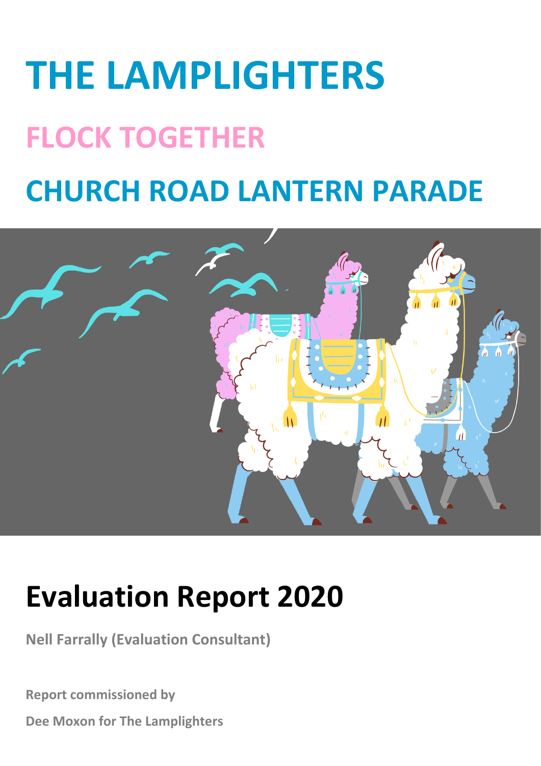# THE LAMPLIGHTERS

## FLOCK TOGETHER

## CHURCH ROAD LANTERN PARADE

# Evaluation Report 2020

**Nell Farrally (Evaluation Consultant)**

**Report commissioned by**

**Dee Moxon for The Lamplighters**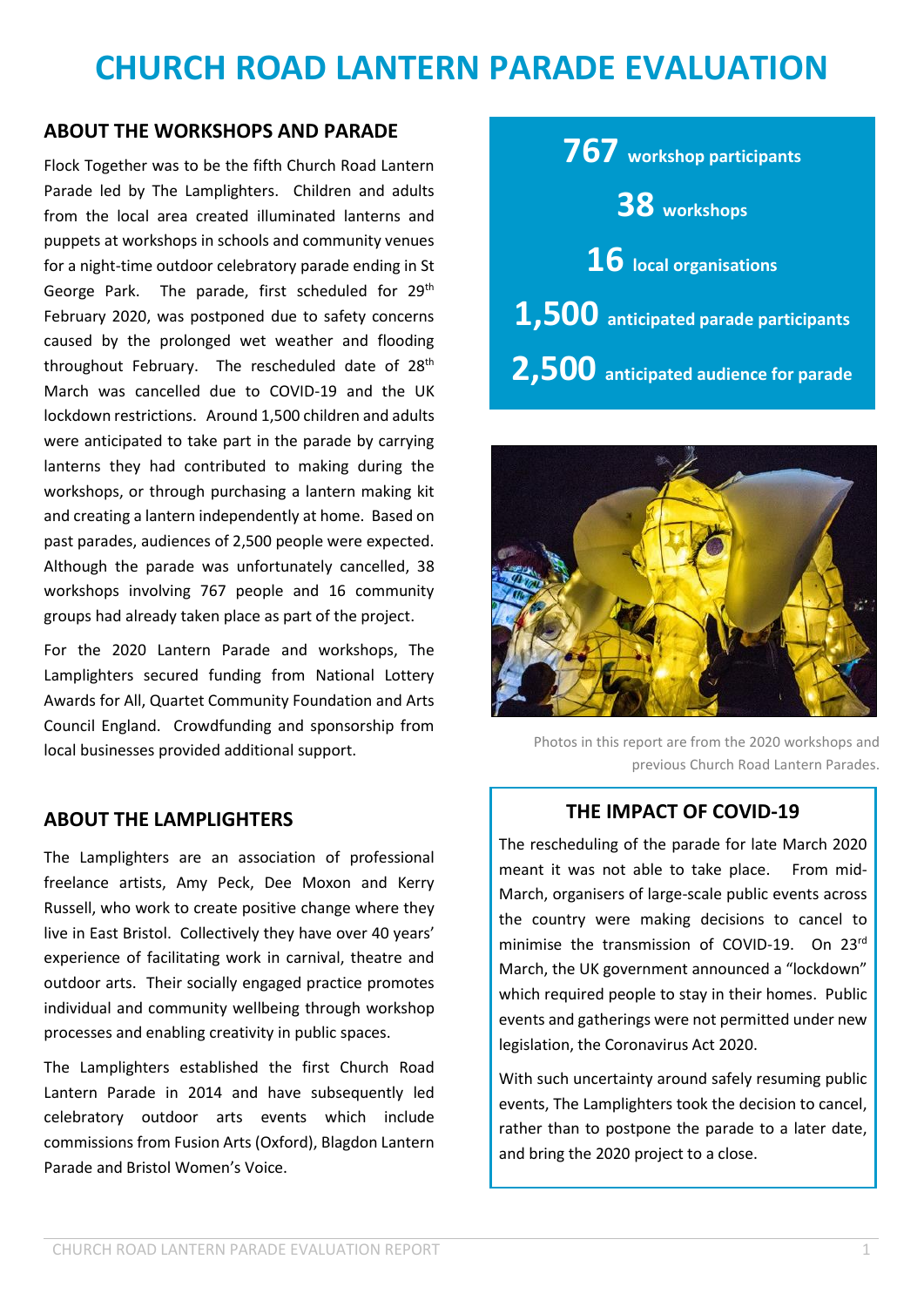# CHURCH ROAD LANTERN PARADE EVALUATION

## ABOUT THE WORKSHOPS AND PARADE

Flock Together was to be the fifth Church Road Lantern Parade led by The Lamplighters. Children and adults from the local area created illuminated lanterns and puppets at workshops in schools and community venues for a night-time outdoor celebratory parade ending in St George Park. The parade, first scheduled for 29th February 2020, was postponed due to safety concerns caused by the prolonged wet weather and flooding throughout February. The rescheduled date of 28th March was cancelled due to COVID-19 and the UK lockdown restrictions. Around 1,500 children and adults were anticipated to take part in the parade by carrying lanterns they had contributed to making during the workshops, or through purchasing a lantern making kit and creating a lantern independently at home. Based on past parades, audiences of 2,500 people were expected. Although the parade was unfortunately cancelled, 38 workshops involving 767 people and 16 community groups had already taken place as part of the project.

For the 2020 Lantern Parade and workshops, The Lamplighters secured funding from National Lottery Awards for All, Quartet Community Foundation and Arts Council England. Crowdfunding and sponsorship from local businesses provided additional support.

**767** workshop participants

**38** workshops

**16** local organisations

**1,500** anticipated parade participants

**2,500** anticipated audience for parade

Photos in this report are from the 2020 workshops and previous Church Road Lantern Parades.

## ABOUT THE LAMPLIGHTERS

The Lamplighters are an association of professional freelance artists, Amy Peck, Dee Moxon and Kerry Russell, who work to create positive change where they live in East Bristol. Collectively they have over 40 years' experience of facilitating work in carnival, theatre and outdoor arts. Their socially engaged practice promotes individual and community wellbeing through workshop processes and enabling creativity in public spaces.

The Lamplighters established the first Church Road Lantern Parade in 2014 and have subsequently led celebratory outdoor arts events which include commissions from Fusion Arts (Oxford), Blagdon Lantern Parade and Bristol Women's Voice.

## THE IMPACT OF COVID-19

The rescheduling of the parade for late March 2020 meant it was not able to take place. From mid-March, organisers of large-scale public events across the country were making decisions to cancel to minimise the transmission of COVID-19. On 23rd March, the UK government announced a "lockdown" which required people to stay in their homes. Public events and gatherings were not permitted under new legislation, the Coronavirus Act 2020.

With such uncertainty around safely resuming public events, The Lamplighters took the decision to cancel, rather than to postpone the parade to a later date, and bring the 2020 project to a close.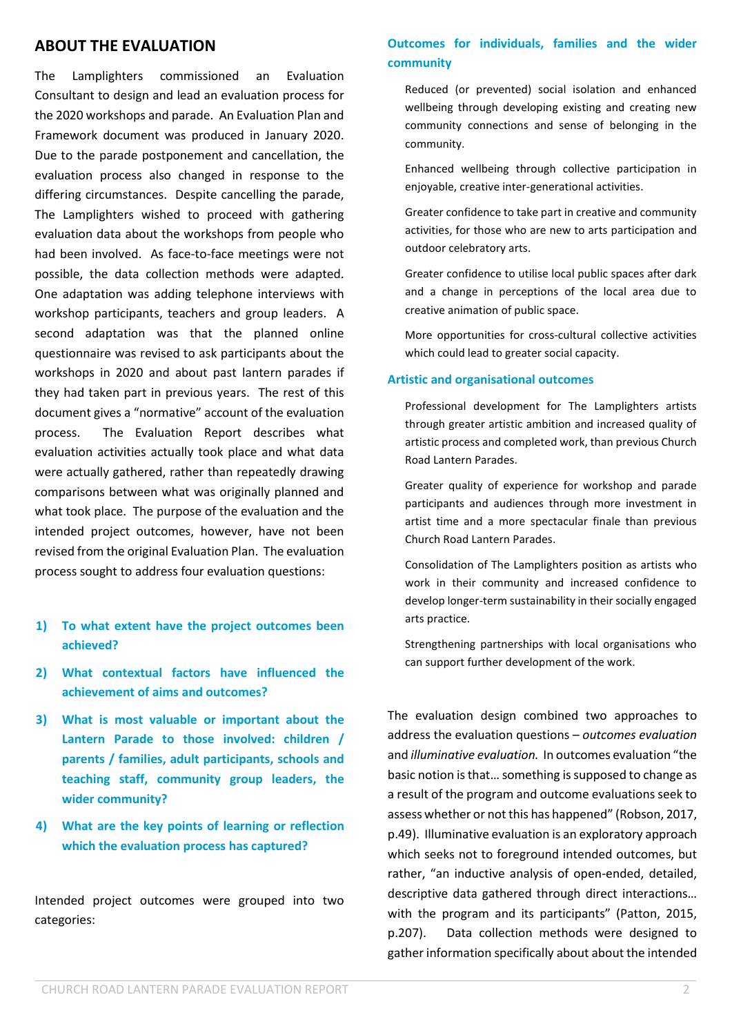## ABOUT THE EVALUATION

The Lamplighters commissioned an Evaluation Consultant to design and lead an evaluation process for the 2020 workshops and parade. An Evaluation Plan and Framework document was produced in January 2020. Due to the parade postponement and cancellation, the evaluation process also changed in response to the differing circumstances. Despite cancelling the parade, The Lamplighters wished to proceed with gathering evaluation data about the workshops from people who had been involved. As face-to-face meetings were not possible, the data collection methods were adapted. One adaptation was adding telephone interviews with workshop participants, teachers and group leaders. A second adaptation was that the planned online questionnaire was revised to ask participants about the workshops in 2020 and about past lantern parades if they had taken part in previous years. The rest of this document gives a "normative" account of the evaluation process. The Evaluation Report describes what evaluation activities actually took place and what data were actually gathered, rather than repeatedly drawing comparisons between what was originally planned and what took place. The purpose of the evaluation and the intended project outcomes, however, have not been revised from the original Evaluation Plan. The evaluation process sought to address four evaluation questions:

1) **To what extent have the project outcomes been achieved?**
2) **What contextual factors have influenced the achievement of aims and outcomes?**
3) **What is most valuable or important about the Lantern Parade to those involved: children / parents / families, adult participants, schools and teaching staff, community group leaders, the wider community?**
4) **What are the key points of learning or reflection which the evaluation process has captured?**

Intended project outcomes were grouped into two categories:

### Outcomes for individuals, families and the wider community

Reduced (or prevented) social isolation and enhanced wellbeing through developing existing and creating new community connections and sense of belonging in the community.

Enhanced wellbeing through collective participation in enjoyable, creative inter-generational activities.

Greater confidence to take part in creative and community activities, for those who are new to arts participation and outdoor celebratory arts.

Greater confidence to utilise local public spaces after dark and a change in perceptions of the local area due to creative animation of public space.

More opportunities for cross-cultural collective activities which could lead to greater social capacity.

### Artistic and organisational outcomes

Professional development for The Lamplighters artists through greater artistic ambition and increased quality of artistic process and completed work, than previous Church Road Lantern Parades.

Greater quality of experience for workshop and parade participants and audiences through more investment in artist time and a more spectacular finale than previous Church Road Lantern Parades.

Consolidation of The Lamplighters position as artists who work in their community and increased confidence to develop longer-term sustainability in their socially engaged arts practice.

Strengthening partnerships with local organisations who can support further development of the work.

The evaluation design combined two approaches to address the evaluation questions – *outcomes evaluation* and *illuminative evaluation.* In outcomes evaluation "the basic notion is that… something is supposed to change as a result of the program and outcome evaluations seek to assess whether or not this has happened" (Robson, 2017, p.49). Illuminative evaluation is an exploratory approach which seeks not to foreground intended outcomes, but rather, "an inductive analysis of open-ended, detailed, descriptive data gathered through direct interactions… with the program and its participants" (Patton, 2015, p.207). Data collection methods were designed to gather information specifically about about the intended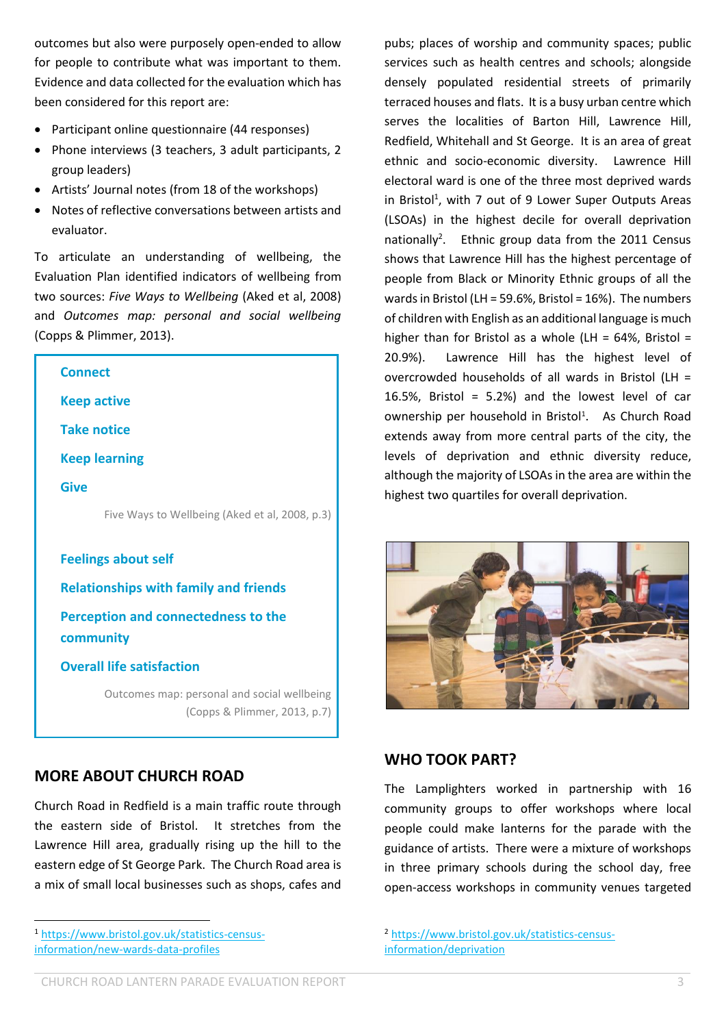outcomes but also were purposely open-ended to allow for people to contribute what was important to them. Evidence and data collected for the evaluation which has been considered for this report are:

- Participant online questionnaire (44 responses)
- Phone interviews (3 teachers, 3 adult participants, 2 group leaders)
- Artists' Journal notes (from 18 of the workshops)
- Notes of reflective conversations between artists and evaluator.

To articulate an understanding of wellbeing, the Evaluation Plan identified indicators of wellbeing from two sources: *Five Ways to Wellbeing* (Aked et al, 2008) and *Outcomes map: personal and social wellbeing* (Copps & Plimmer, 2013).

**Connect**

**Keep active**

**Take notice**

**Keep learning**

**Give**

Five Ways to Wellbeing (Aked et al, 2008, p.3)

**Feelings about self**

**Relationships with family and friends**

**Perception and connectedness to the community**

**Overall life satisfaction**

Outcomes map: personal and social wellbeing (Copps & Plimmer, 2013, p.7)

## MORE ABOUT CHURCH ROAD

Church Road in Redfield is a main traffic route through the eastern side of Bristol. It stretches from the Lawrence Hill area, gradually rising up the hill to the eastern edge of St George Park. The Church Road area is a mix of small local businesses such as shops, cafes and pubs; places of worship and community spaces; public services such as health centres and schools; alongside densely populated residential streets of primarily terraced houses and flats. It is a busy urban centre which serves the localities of Barton Hill, Lawrence Hill, Redfield, Whitehall and St George. It is an area of great ethnic and socio-economic diversity. Lawrence Hill electoral ward is one of the three most deprived wards in Bristol[1], with 7 out of 9 Lower Super Outputs Areas (LSOAs) in the highest decile for overall deprivation nationally[2]. Ethnic group data from the 2011 Census shows that Lawrence Hill has the highest percentage of people from Black or Minority Ethnic groups of all the wards in Bristol (LH = 59.6%, Bristol = 16%). The numbers of children with English as an additional language is much higher than for Bristol as a whole (LH = 64%, Bristol = 20.9%). Lawrence Hill has the highest level of overcrowded households of all wards in Bristol (LH = 16.5%, Bristol = 5.2%) and the lowest level of car ownership per household in Bristol[1]. As Church Road extends away from more central parts of the city, the levels of deprivation and ethnic diversity reduce, although the majority of LSOAs in the area are within the highest two quartiles for overall deprivation.

## WHO TOOK PART?

The Lamplighters worked in partnership with 16 community groups to offer workshops where local people could make lanterns for the parade with the guidance of artists. There were a mixture of workshops in three primary schools during the school day, free open-access workshops in community venues targeted

[1] https://www.bristol.gov.uk/statistics-census-information/new-wards-data-profiles

[2] https://www.bristol.gov.uk/statistics-census-information/deprivation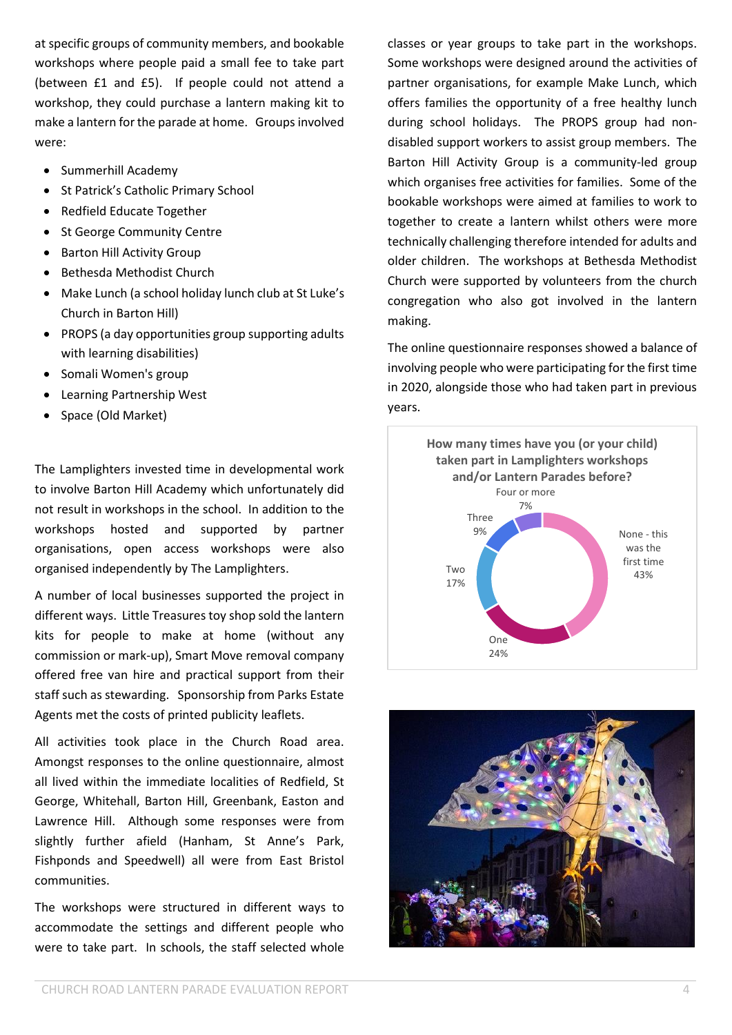at specific groups of community members, and bookable workshops where people paid a small fee to take part (between £1 and £5). If people could not attend a workshop, they could purchase a lantern making kit to make a lantern for the parade at home. Groups involved were:

- Summerhill Academy
- St Patrick's Catholic Primary School
- Redfield Educate Together
- St George Community Centre
- Barton Hill Activity Group
- Bethesda Methodist Church
- Make Lunch (a school holiday lunch club at St Luke's Church in Barton Hill)
- PROPS (a day opportunities group supporting adults with learning disabilities)
- Somali Women's group
- Learning Partnership West
- Space (Old Market)

The Lamplighters invested time in developmental work to involve Barton Hill Academy which unfortunately did not result in workshops in the school. In addition to the workshops hosted and supported by partner organisations, open access workshops were also organised independently by The Lamplighters.

A number of local businesses supported the project in different ways. Little Treasures toy shop sold the lantern kits for people to make at home (without any commission or mark-up), Smart Move removal company offered free van hire and practical support from their staff such as stewarding. Sponsorship from Parks Estate Agents met the costs of printed publicity leaflets.

All activities took place in the Church Road area. Amongst responses to the online questionnaire, almost all lived within the immediate localities of Redfield, St George, Whitehall, Barton Hill, Greenbank, Easton and Lawrence Hill. Although some responses were from slightly further afield (Hanham, St Anne's Park, Fishponds and Speedwell) all were from East Bristol communities.

The workshops were structured in different ways to accommodate the settings and different people who were to take part. In schools, the staff selected whole classes or year groups to take part in the workshops. Some workshops were designed around the activities of partner organisations, for example Make Lunch, which offers families the opportunity of a free healthy lunch during school holidays. The PROPS group had non-disabled support workers to assist group members. The Barton Hill Activity Group is a community-led group which organises free activities for families. Some of the bookable workshops were aimed at families to work to together to create a lantern whilst others were more technically challenging therefore intended for adults and older children. The workshops at Bethesda Methodist Church were supported by volunteers from the church congregation who also got involved in the lantern making.

The online questionnaire responses showed a balance of involving people who were participating for the first time in 2020, alongside those who had taken part in previous years.

**How many times have you (or your child) taken part in Lamplighters workshops and/or Lantern Parades before?**

| Response | Percentage |
|---|---|
| None - this was the first time | 43% |
| One | 24% |
| Two | 17% |
| Three | 9% |
| Four or more | 7% |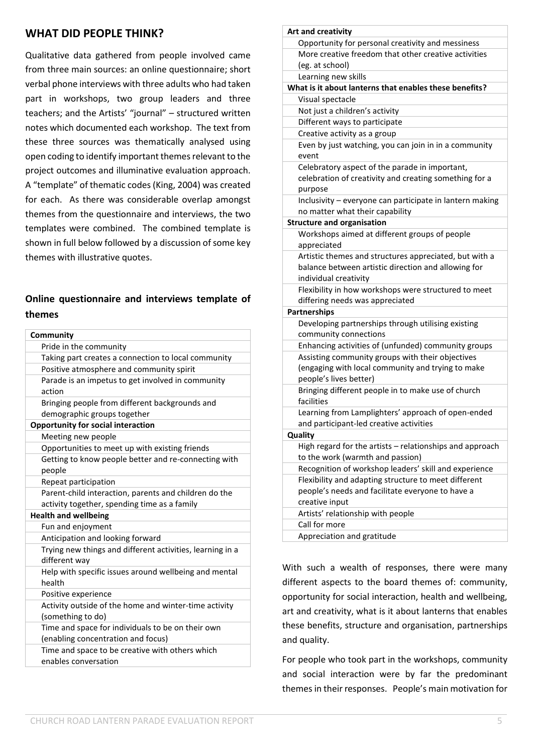## WHAT DID PEOPLE THINK?

Qualitative data gathered from people involved came from three main sources: an online questionnaire; short verbal phone interviews with three adults who had taken part in workshops, two group leaders and three teachers; and the Artists' "journal" – structured written notes which documented each workshop. The text from these three sources was thematically analysed using open coding to identify important themes relevant to the project outcomes and illuminative evaluation approach. A "template" of thematic codes (King, 2004) was created for each. As there was considerable overlap amongst themes from the questionnaire and interviews, the two templates were combined. The combined template is shown in full below followed by a discussion of some key themes with illustrative quotes.

### Online questionnaire and interviews template of themes

| Theme |
|---|
| **Community** |
| Pride in the community |
| Taking part creates a connection to local community |
| Positive atmosphere and community spirit |
| Parade is an impetus to get involved in community action |
| Bringing people from different backgrounds and demographic groups together |
| **Opportunity for social interaction** |
| Meeting new people |
| Opportunities to meet up with existing friends |
| Getting to know people better and re-connecting with people |
| Repeat participation |
| Parent-child interaction, parents and children do the activity together, spending time as a family |
| **Health and wellbeing** |
| Fun and enjoyment |
| Anticipation and looking forward |
| Trying new things and different activities, learning in a different way |
| Help with specific issues around wellbeing and mental health |
| Positive experience |
| Activity outside of the home and winter-time activity (something to do) |
| Time and space for individuals to be on their own (enabling concentration and focus) |
| Time and space to be creative with others which enables conversation |
| **Art and creativity** |
| Opportunity for personal creativity and messiness |
| More creative freedom that other creative activities (eg. at school) |
| Learning new skills |
| **What is it about lanterns that enables these benefits?** |
| Visual spectacle |
| Not just a children's activity |
| Different ways to participate |
| Creative activity as a group |
| Even by just watching, you can join in in a community event |
| Celebratory aspect of the parade in important, celebration of creativity and creating something for a purpose |
| Inclusivity – everyone can participate in lantern making no matter what their capability |
| **Structure and organisation** |
| Workshops aimed at different groups of people appreciated |
| Artistic themes and structures appreciated, but with a balance between artistic direction and allowing for individual creativity |
| Flexibility in how workshops were structured to meet differing needs was appreciated |
| **Partnerships** |
| Developing partnerships through utilising existing community connections |
| Enhancing activities of (unfunded) community groups |
| Assisting community groups with their objectives (engaging with local community and trying to make people's lives better) |
| Bringing different people in to make use of church facilities |
| Learning from Lamplighters' approach of open-ended and participant-led creative activities |
| **Quality** |
| High regard for the artists – relationships and approach to the work (warmth and passion) |
| Recognition of workshop leaders' skill and experience |
| Flexibility and adapting structure to meet different people's needs and facilitate everyone to have a creative input |
| Artists' relationship with people |
| Call for more |
| Appreciation and gratitude |

With such a wealth of responses, there were many different aspects to the board themes of: community, opportunity for social interaction, health and wellbeing, art and creativity, what is it about lanterns that enables these benefits, structure and organisation, partnerships and quality.

For people who took part in the workshops, community and social interaction were by far the predominant themes in their responses. People's main motivation for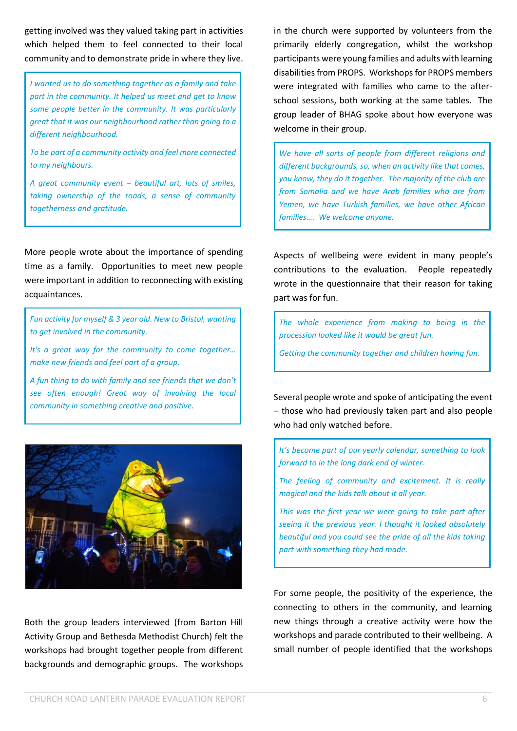getting involved was they valued taking part in activities which helped them to feel connected to their local community and to demonstrate pride in where they live.

> *I wanted us to do something together as a family and take part in the community. It helped us meet and get to know some people better in the community. It was particularly great that it was our neighbourhood rather than going to a different neighbourhood.*
>
> *To be part of a community activity and feel more connected to my neighbours.*
>
> *A great community event – beautiful art, lots of smiles, taking ownership of the roads, a sense of community togetherness and gratitude.*

More people wrote about the importance of spending time as a family. Opportunities to meet new people were important in addition to reconnecting with existing acquaintances.

> *Fun activity for myself & 3 year old. New to Bristol, wanting to get involved in the community.*
>
> *It's a great way for the community to come together… make new friends and feel part of a group.*
>
> *A fun thing to do with family and see friends that we don't see often enough! Great way of involving the local community in something creative and positive.*

Both the group leaders interviewed (from Barton Hill Activity Group and Bethesda Methodist Church) felt the workshops had brought together people from different backgrounds and demographic groups. The workshops in the church were supported by volunteers from the primarily elderly congregation, whilst the workshop participants were young families and adults with learning disabilities from PROPS. Workshops for PROPS members were integrated with families who came to the after-school sessions, both working at the same tables. The group leader of BHAG spoke about how everyone was welcome in their group.

> *We have all sorts of people from different religions and different backgrounds, so, when an activity like that comes, you know, they do it together. The majority of the club are from Somalia and we have Arab families who are from Yemen, we have Turkish families, we have other African families…. We welcome anyone.*

Aspects of wellbeing were evident in many people's contributions to the evaluation. People repeatedly wrote in the questionnaire that their reason for taking part was for fun.

> *The whole experience from making to being in the procession looked like it would be great fun.*
>
> *Getting the community together and children having fun.*

Several people wrote and spoke of anticipating the event – those who had previously taken part and also people who had only watched before.

> *It's become part of our yearly calendar, something to look forward to in the long dark end of winter.*
>
> *The feeling of community and excitement. It is really magical and the kids talk about it all year.*
>
> *This was the first year we were going to take part after seeing it the previous year. I thought it looked absolutely beautiful and you could see the pride of all the kids taking part with something they had made.*

For some people, the positivity of the experience, the connecting to others in the community, and learning new things through a creative activity were how the workshops and parade contributed to their wellbeing. A small number of people identified that the workshops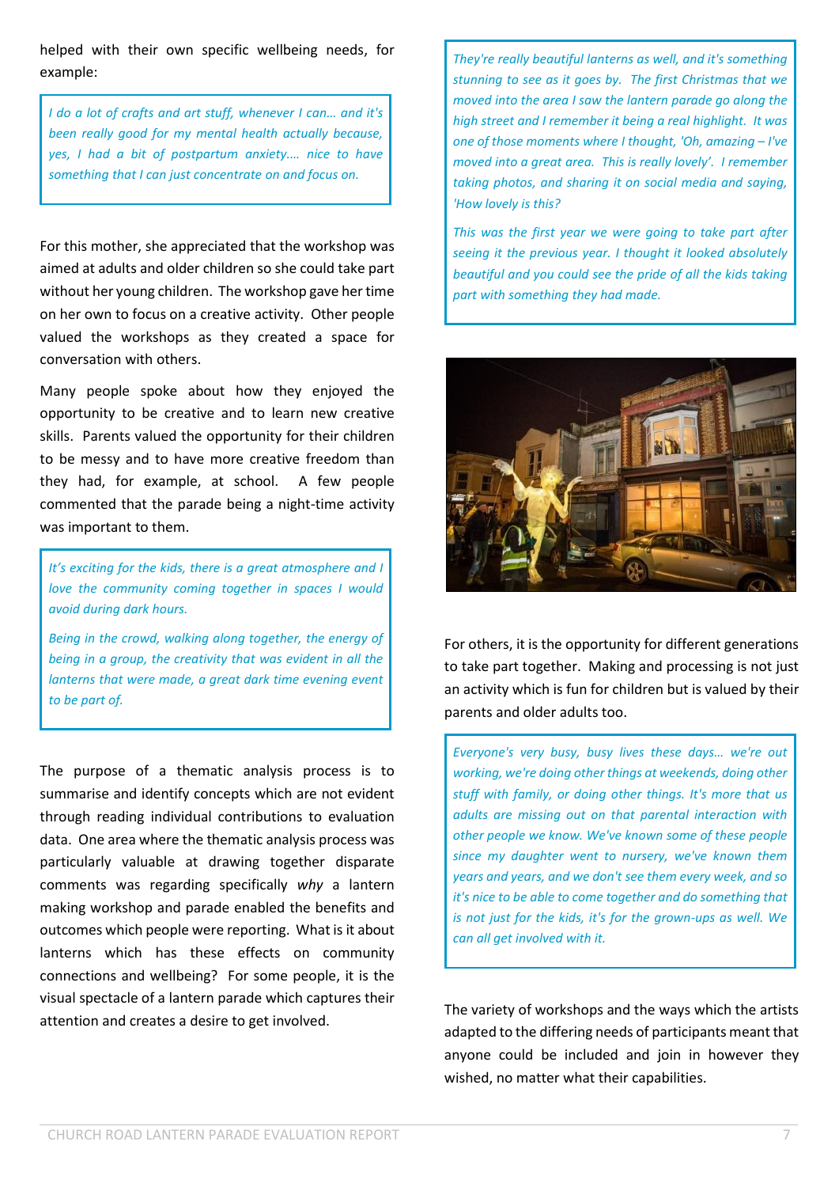helped with their own specific wellbeing needs, for example:

> *I do a lot of crafts and art stuff, whenever I can… and it's been really good for my mental health actually because, yes, I had a bit of postpartum anxiety…. nice to have something that I can just concentrate on and focus on.*

For this mother, she appreciated that the workshop was aimed at adults and older children so she could take part without her young children. The workshop gave her time on her own to focus on a creative activity. Other people valued the workshops as they created a space for conversation with others.

Many people spoke about how they enjoyed the opportunity to be creative and to learn new creative skills. Parents valued the opportunity for their children to be messy and to have more creative freedom than they had, for example, at school. A few people commented that the parade being a night-time activity was important to them.

> *It's exciting for the kids, there is a great atmosphere and I love the community coming together in spaces I would avoid during dark hours.*
>
> *Being in the crowd, walking along together, the energy of being in a group, the creativity that was evident in all the lanterns that were made, a great dark time evening event to be part of.*

The purpose of a thematic analysis process is to summarise and identify concepts which are not evident through reading individual contributions to evaluation data. One area where the thematic analysis process was particularly valuable at drawing together disparate comments was regarding specifically *why* a lantern making workshop and parade enabled the benefits and outcomes which people were reporting. What is it about lanterns which has these effects on community connections and wellbeing? For some people, it is the visual spectacle of a lantern parade which captures their attention and creates a desire to get involved.

> *They're really beautiful lanterns as well, and it's something stunning to see as it goes by. The first Christmas that we moved into the area I saw the lantern parade go along the high street and I remember it being a real highlight. It was one of those moments where I thought, 'Oh, amazing – I've moved into a great area. This is really lovely'. I remember taking photos, and sharing it on social media and saying, 'How lovely is this?*
>
> *This was the first year we were going to take part after seeing it the previous year. I thought it looked absolutely beautiful and you could see the pride of all the kids taking part with something they had made.*

For others, it is the opportunity for different generations to take part together. Making and processing is not just an activity which is fun for children but is valued by their parents and older adults too.

> *Everyone's very busy, busy lives these days… we're out working, we're doing other things at weekends, doing other stuff with family, or doing other things. It's more that us adults are missing out on that parental interaction with other people we know. We've known some of these people since my daughter went to nursery, we've known them years and years, and we don't see them every week, and so it's nice to be able to come together and do something that is not just for the kids, it's for the grown-ups as well. We can all get involved with it.*

The variety of workshops and the ways which the artists adapted to the differing needs of participants meant that anyone could be included and join in however they wished, no matter what their capabilities.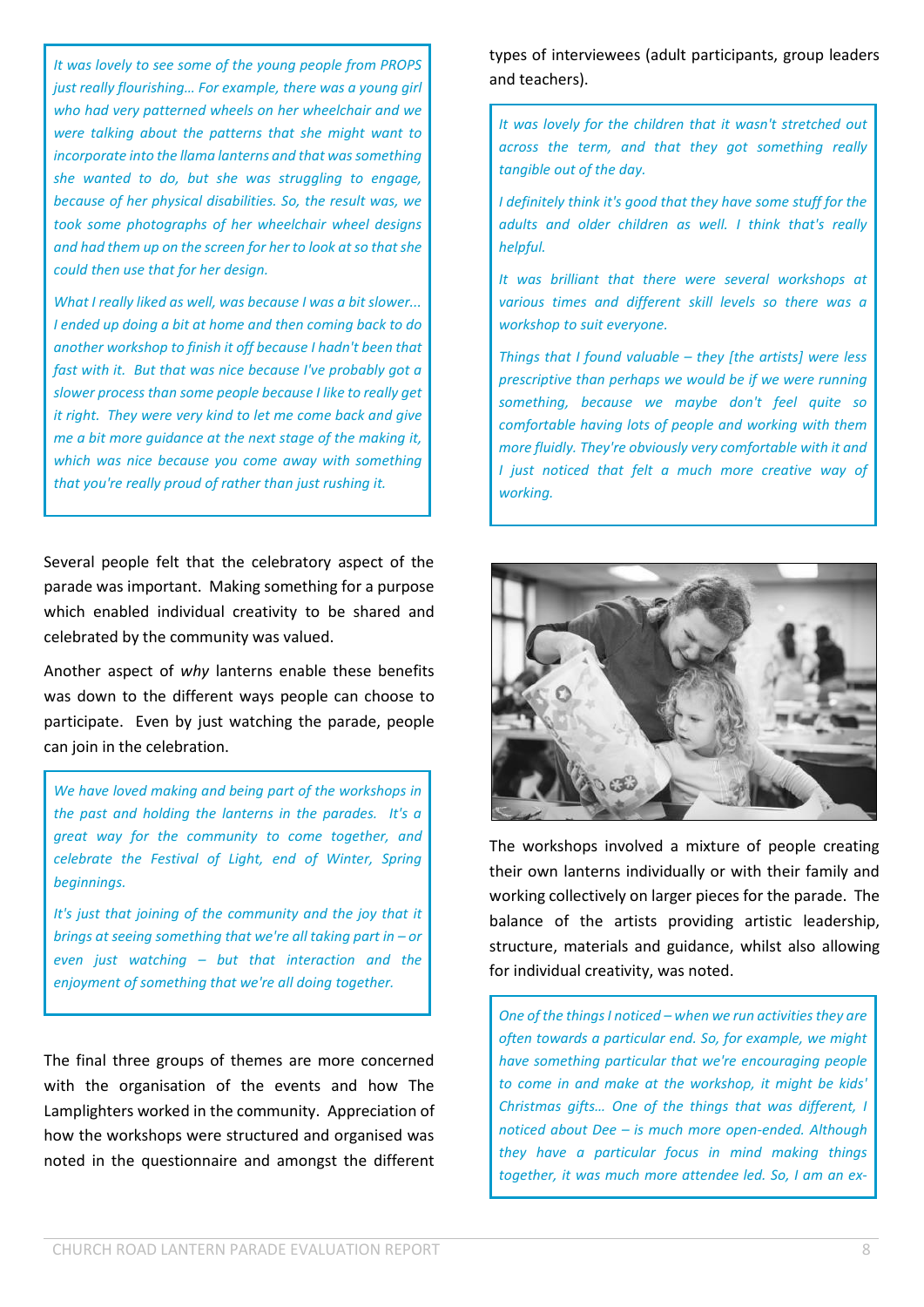*It was lovely to see some of the young people from PROPS just really flourishing… For example, there was a young girl who had very patterned wheels on her wheelchair and we were talking about the patterns that she might want to incorporate into the llama lanterns and that was something she wanted to do, but she was struggling to engage, because of her physical disabilities. So, the result was, we took some photographs of her wheelchair wheel designs and had them up on the screen for her to look at so that she could then use that for her design.*

*What I really liked as well, was because I was a bit slower... I ended up doing a bit at home and then coming back to do another workshop to finish it off because I hadn't been that fast with it. But that was nice because I've probably got a slower process than some people because I like to really get it right. They were very kind to let me come back and give me a bit more guidance at the next stage of the making it, which was nice because you come away with something that you're really proud of rather than just rushing it.*

Several people felt that the celebratory aspect of the parade was important. Making something for a purpose which enabled individual creativity to be shared and celebrated by the community was valued.

Another aspect of *why* lanterns enable these benefits was down to the different ways people can choose to participate. Even by just watching the parade, people can join in the celebration.

*We have loved making and being part of the workshops in the past and holding the lanterns in the parades. It's a great way for the community to come together, and celebrate the Festival of Light, end of Winter, Spring beginnings.*

*It's just that joining of the community and the joy that it brings at seeing something that we're all taking part in – or even just watching – but that interaction and the enjoyment of something that we're all doing together.*

The final three groups of themes are more concerned with the organisation of the events and how The Lamplighters worked in the community. Appreciation of how the workshops were structured and organised was noted in the questionnaire and amongst the different types of interviewees (adult participants, group leaders and teachers).

*It was lovely for the children that it wasn't stretched out across the term, and that they got something really tangible out of the day.*

*I definitely think it's good that they have some stuff for the adults and older children as well. I think that's really helpful.*

*It was brilliant that there were several workshops at various times and different skill levels so there was a workshop to suit everyone.*

*Things that I found valuable – they [the artists] were less prescriptive than perhaps we would be if we were running something, because we maybe don't feel quite so comfortable having lots of people and working with them more fluidly. They're obviously very comfortable with it and I just noticed that felt a much more creative way of working.*

The workshops involved a mixture of people creating their own lanterns individually or with their family and working collectively on larger pieces for the parade. The balance of the artists providing artistic leadership, structure, materials and guidance, whilst also allowing for individual creativity, was noted.

*One of the things I noticed – when we run activities they are often towards a particular end. So, for example, we might have something particular that we're encouraging people to come in and make at the workshop, it might be kids' Christmas gifts… One of the things that was different, I noticed about Dee – is much more open-ended. Although they have a particular focus in mind making things together, it was much more attendee led. So, I am an ex-*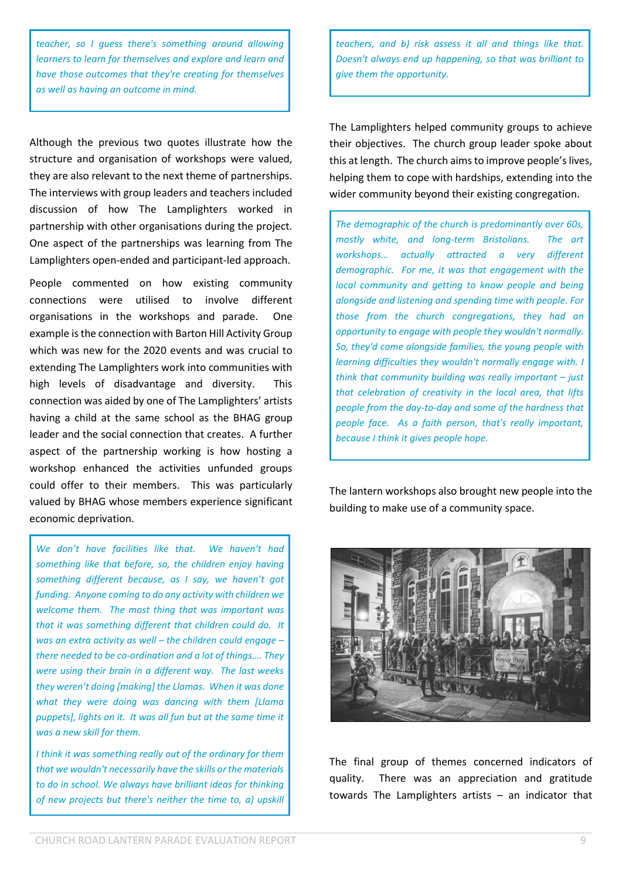*teacher, so I guess there's something around allowing learners to learn for themselves and explore and learn and have those outcomes that they're creating for themselves as well as having an outcome in mind.*

Although the previous two quotes illustrate how the structure and organisation of workshops were valued, they are also relevant to the next theme of partnerships. The interviews with group leaders and teachers included discussion of how The Lamplighters worked in partnership with other organisations during the project. One aspect of the partnerships was learning from The Lamplighters open-ended and participant-led approach.

People commented on how existing community connections were utilised to involve different organisations in the workshops and parade. One example is the connection with Barton Hill Activity Group which was new for the 2020 events and was crucial to extending The Lamplighters work into communities with high levels of disadvantage and diversity. This connection was aided by one of The Lamplighters' artists having a child at the same school as the BHAG group leader and the social connection that creates. A further aspect of the partnership working is how hosting a workshop enhanced the activities unfunded groups could offer to their members. This was particularly valued by BHAG whose members experience significant economic deprivation.

*We don't have facilities like that. We haven't had something like that before, so, the children enjoy having something different because, as I say, we haven't got funding. Anyone coming to do any activity with children we welcome them. The most thing that was important was that it was something different that children could do. It was an extra activity as well – the children could engage – there needed to be co-ordination and a lot of things…. They were using their brain in a different way. The last weeks they weren't doing [making] the Llamas. When it was done what they were doing was dancing with them [Llama puppets], lights on it. It was all fun but at the same time it was a new skill for them.*

*I think it was something really out of the ordinary for them that we wouldn't necessarily have the skills or the materials to do in school. We always have brilliant ideas for thinking of new projects but there's neither the time to, a) upskill teachers, and b) risk assess it all and things like that. Doesn't always end up happening, so that was brilliant to give them the opportunity.*

The Lamplighters helped community groups to achieve their objectives. The church group leader spoke about this at length. The church aims to improve people's lives, helping them to cope with hardships, extending into the wider community beyond their existing congregation.

*The demographic of the church is predominantly over 60s, mostly white, and long-term Bristolians. The art workshops… actually attracted a very different demographic. For me, it was that engagement with the local community and getting to know people and being alongside and listening and spending time with people. For those from the church congregations, they had an opportunity to engage with people they wouldn't normally. So, they'd come alongside families, the young people with learning difficulties they wouldn't normally engage with. I think that community building was really important – just that celebration of creativity in the local area, that lifts people from the day-to-day and some of the hardness that people face. As a faith person, that's really important, because I think it gives people hope.*

The lantern workshops also brought new people into the building to make use of a community space.

The final group of themes concerned indicators of quality. There was an appreciation and gratitude towards The Lamplighters artists – an indicator that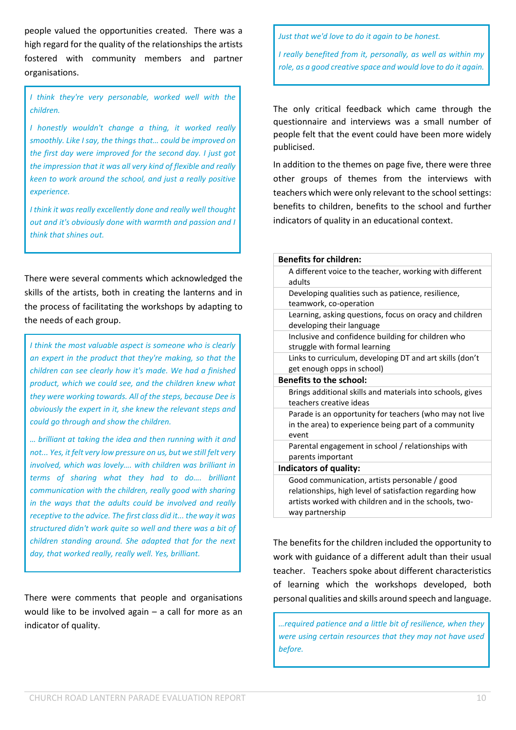people valued the opportunities created. There was a high regard for the quality of the relationships the artists fostered with community members and partner organisations.

> *I think they're very personable, worked well with the children.*
>
> *I honestly wouldn't change a thing, it worked really smoothly. Like I say, the things that… could be improved on the first day were improved for the second day. I just got the impression that it was all very kind of flexible and really keen to work around the school, and just a really positive experience.*
>
> *I think it was really excellently done and really well thought out and it's obviously done with warmth and passion and I think that shines out.*

There were several comments which acknowledged the skills of the artists, both in creating the lanterns and in the process of facilitating the workshops by adapting to the needs of each group.

> *I think the most valuable aspect is someone who is clearly an expert in the product that they're making, so that the children can see clearly how it's made. We had a finished product, which we could see, and the children knew what they were working towards. All of the steps, because Dee is obviously the expert in it, she knew the relevant steps and could go through and show the children.*
>
> *… brilliant at taking the idea and then running with it and not... Yes, it felt very low pressure on us, but we still felt very involved, which was lovely…. with children was brilliant in terms of sharing what they had to do…. brilliant communication with the children, really good with sharing in the ways that the adults could be involved and really receptive to the advice. The first class did it... the way it was structured didn't work quite so well and there was a bit of children standing around. She adapted that for the next day, that worked really, really well. Yes, brilliant.*

There were comments that people and organisations would like to be involved again – a call for more as an indicator of quality.

> *Just that we'd love to do it again to be honest.*
>
> *I really benefited from it, personally, as well as within my role, as a good creative space and would love to do it again.*

The only critical feedback which came through the questionnaire and interviews was a small number of people felt that the event could have been more widely publicised.

In addition to the themes on page five, there were three other groups of themes from the interviews with teachers which were only relevant to the school settings: benefits to children, benefits to the school and further indicators of quality in an educational context.

| **Benefits for children:** |
|---|
| A different voice to the teacher, working with different adults |
| Developing qualities such as patience, resilience, teamwork, co-operation |
| Learning, asking questions, focus on oracy and children developing their language |
| Inclusive and confidence building for children who struggle with formal learning |
| Links to curriculum, developing DT and art skills (don't get enough opps in school) |
| **Benefits to the school:** |
| Brings additional skills and materials into schools, gives teachers creative ideas |
| Parade is an opportunity for teachers (who may not live in the area) to experience being part of a community event |
| Parental engagement in school / relationships with parents important |
| **Indicators of quality:** |
| Good communication, artists personable / good relationships, high level of satisfaction regarding how artists worked with children and in the schools, two-way partnership |

The benefits for the children included the opportunity to work with guidance of a different adult than their usual teacher. Teachers spoke about different characteristics of learning which the workshops developed, both personal qualities and skills around speech and language.

> *…required patience and a little bit of resilience, when they were using certain resources that they may not have used before.*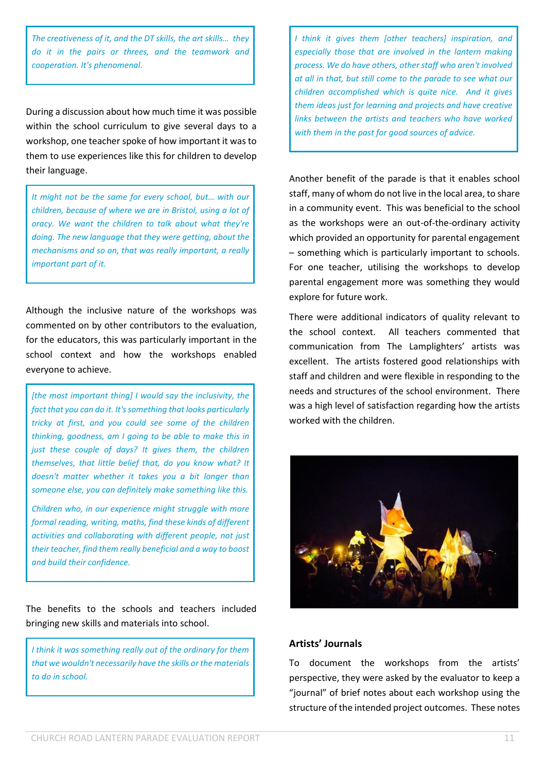> *The creativeness of it, and the DT skills, the art skills… they do it in the pairs or threes, and the teamwork and cooperation. It's phenomenal.*

During a discussion about how much time it was possible within the school curriculum to give several days to a workshop, one teacher spoke of how important it was to them to use experiences like this for children to develop their language.

> *It might not be the same for every school, but… with our children, because of where we are in Bristol, using a lot of oracy. We want the children to talk about what they're doing. The new language that they were getting, about the mechanisms and so on, that was really important, a really important part of it.*

Although the inclusive nature of the workshops was commented on by other contributors to the evaluation, for the educators, this was particularly important in the school context and how the workshops enabled everyone to achieve.

> *[the most important thing] I would say the inclusivity, the fact that you can do it. It's something that looks particularly tricky at first, and you could see some of the children thinking, goodness, am I going to be able to make this in just these couple of days? It gives them, the children themselves, that little belief that, do you know what? It doesn't matter whether it takes you a bit longer than someone else, you can definitely make something like this.*
>
> *Children who, in our experience might struggle with more formal reading, writing, maths, find these kinds of different activities and collaborating with different people, not just their teacher, find them really beneficial and a way to boost and build their confidence.*

The benefits to the schools and teachers included bringing new skills and materials into school.

> *I think it was something really out of the ordinary for them that we wouldn't necessarily have the skills or the materials to do in school.*

> *I think it gives them [other teachers] inspiration, and especially those that are involved in the lantern making process. We do have others, other staff who aren't involved at all in that, but still come to the parade to see what our children accomplished which is quite nice. And it gives them ideas just for learning and projects and have creative links between the artists and teachers who have worked with them in the past for good sources of advice.*

Another benefit of the parade is that it enables school staff, many of whom do not live in the local area, to share in a community event. This was beneficial to the school as the workshops were an out-of-the-ordinary activity which provided an opportunity for parental engagement – something which is particularly important to schools. For one teacher, utilising the workshops to develop parental engagement more was something they would explore for future work.

There were additional indicators of quality relevant to the school context. All teachers commented that communication from The Lamplighters' artists was excellent. The artists fostered good relationships with staff and children and were flexible in responding to the needs and structures of the school environment. There was a high level of satisfaction regarding how the artists worked with the children.

### Artists' Journals

To document the workshops from the artists' perspective, they were asked by the evaluator to keep a "journal" of brief notes about each workshop using the structure of the intended project outcomes. These notes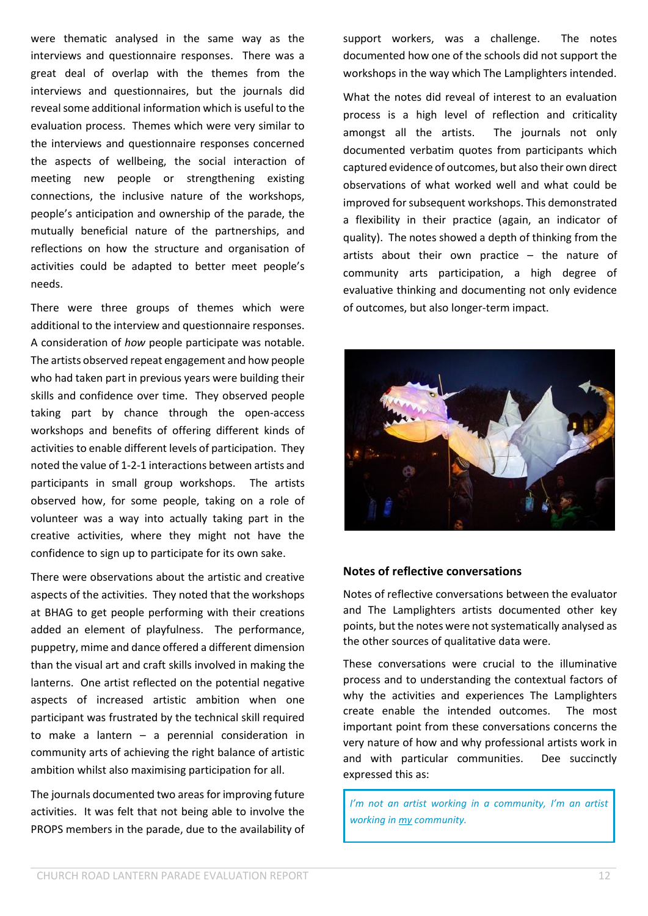were thematic analysed in the same way as the interviews and questionnaire responses. There was a great deal of overlap with the themes from the interviews and questionnaires, but the journals did reveal some additional information which is useful to the evaluation process. Themes which were very similar to the interviews and questionnaire responses concerned the aspects of wellbeing, the social interaction of meeting new people or strengthening existing connections, the inclusive nature of the workshops, people's anticipation and ownership of the parade, the mutually beneficial nature of the partnerships, and reflections on how the structure and organisation of activities could be adapted to better meet people's needs.

There were three groups of themes which were additional to the interview and questionnaire responses. A consideration of *how* people participate was notable. The artists observed repeat engagement and how people who had taken part in previous years were building their skills and confidence over time. They observed people taking part by chance through the open-access workshops and benefits of offering different kinds of activities to enable different levels of participation. They noted the value of 1-2-1 interactions between artists and participants in small group workshops. The artists observed how, for some people, taking on a role of volunteer was a way into actually taking part in the creative activities, where they might not have the confidence to sign up to participate for its own sake.

There were observations about the artistic and creative aspects of the activities. They noted that the workshops at BHAG to get people performing with their creations added an element of playfulness. The performance, puppetry, mime and dance offered a different dimension than the visual art and craft skills involved in making the lanterns. One artist reflected on the potential negative aspects of increased artistic ambition when one participant was frustrated by the technical skill required to make a lantern – a perennial consideration in community arts of achieving the right balance of artistic ambition whilst also maximising participation for all.

The journals documented two areas for improving future activities. It was felt that not being able to involve the PROPS members in the parade, due to the availability of support workers, was a challenge. The notes documented how one of the schools did not support the workshops in the way which The Lamplighters intended.

What the notes did reveal of interest to an evaluation process is a high level of reflection and criticality amongst all the artists. The journals not only documented verbatim quotes from participants which captured evidence of outcomes, but also their own direct observations of what worked well and what could be improved for subsequent workshops. This demonstrated a flexibility in their practice (again, an indicator of quality). The notes showed a depth of thinking from the artists about their own practice – the nature of community arts participation, a high degree of evaluative thinking and documenting not only evidence of outcomes, but also longer-term impact.

**Notes of reflective conversations**

Notes of reflective conversations between the evaluator and The Lamplighters artists documented other key points, but the notes were not systematically analysed as the other sources of qualitative data were.

These conversations were crucial to the illuminative process and to understanding the contextual factors of why the activities and experiences The Lamplighters create enable the intended outcomes. The most important point from these conversations concerns the very nature of how and why professional artists work in and with particular communities. Dee succinctly expressed this as:

> *I'm not an artist working in a community, I'm an artist working in my community.*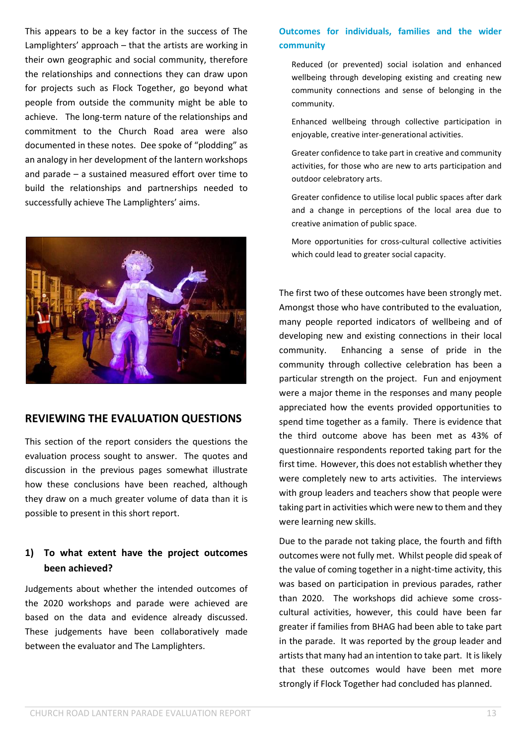This appears to be a key factor in the success of The Lamplighters' approach – that the artists are working in their own geographic and social community, therefore the relationships and connections they can draw upon for projects such as Flock Together, go beyond what people from outside the community might be able to achieve. The long-term nature of the relationships and commitment to the Church Road area were also documented in these notes. Dee spoke of "plodding" as an analogy in her development of the lantern workshops and parade – a sustained measured effort over time to build the relationships and partnerships needed to successfully achieve The Lamplighters' aims.

## REVIEWING THE EVALUATION QUESTIONS

This section of the report considers the questions the evaluation process sought to answer. The quotes and discussion in the previous pages somewhat illustrate how these conclusions have been reached, although they draw on a much greater volume of data than it is possible to present in this short report.

### 1) To what extent have the project outcomes been achieved?

Judgements about whether the intended outcomes of the 2020 workshops and parade were achieved are based on the data and evidence already discussed. These judgements have been collaboratively made between the evaluator and The Lamplighters.

**Outcomes for individuals, families and the wider community**

Reduced (or prevented) social isolation and enhanced wellbeing through developing existing and creating new community connections and sense of belonging in the community.

Enhanced wellbeing through collective participation in enjoyable, creative inter-generational activities.

Greater confidence to take part in creative and community activities, for those who are new to arts participation and outdoor celebratory arts.

Greater confidence to utilise local public spaces after dark and a change in perceptions of the local area due to creative animation of public space.

More opportunities for cross-cultural collective activities which could lead to greater social capacity.

The first two of these outcomes have been strongly met. Amongst those who have contributed to the evaluation, many people reported indicators of wellbeing and of developing new and existing connections in their local community. Enhancing a sense of pride in the community through collective celebration has been a particular strength on the project. Fun and enjoyment were a major theme in the responses and many people appreciated how the events provided opportunities to spend time together as a family. There is evidence that the third outcome above has been met as 43% of questionnaire respondents reported taking part for the first time. However, this does not establish whether they were completely new to arts activities. The interviews with group leaders and teachers show that people were taking part in activities which were new to them and they were learning new skills.

Due to the parade not taking place, the fourth and fifth outcomes were not fully met. Whilst people did speak of the value of coming together in a night-time activity, this was based on participation in previous parades, rather than 2020. The workshops did achieve some cross-cultural activities, however, this could have been far greater if families from BHAG had been able to take part in the parade. It was reported by the group leader and artists that many had an intention to take part. It is likely that these outcomes would have been met more strongly if Flock Together had concluded has planned.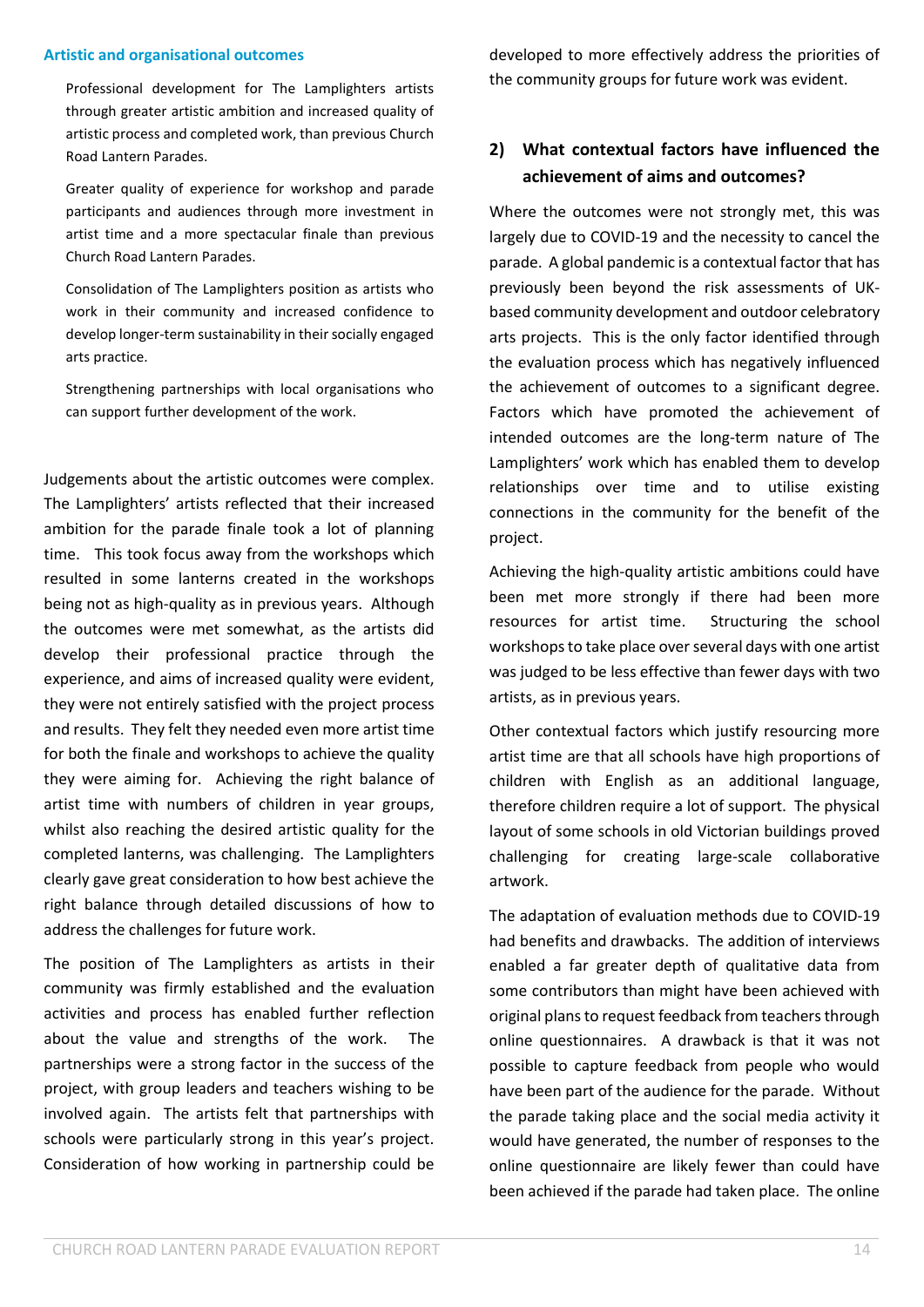### Artistic and organisational outcomes

Professional development for The Lamplighters artists through greater artistic ambition and increased quality of artistic process and completed work, than previous Church Road Lantern Parades.

Greater quality of experience for workshop and parade participants and audiences through more investment in artist time and a more spectacular finale than previous Church Road Lantern Parades.

Consolidation of The Lamplighters position as artists who work in their community and increased confidence to develop longer-term sustainability in their socially engaged arts practice.

Strengthening partnerships with local organisations who can support further development of the work.

Judgements about the artistic outcomes were complex. The Lamplighters' artists reflected that their increased ambition for the parade finale took a lot of planning time. This took focus away from the workshops which resulted in some lanterns created in the workshops being not as high-quality as in previous years. Although the outcomes were met somewhat, as the artists did develop their professional practice through the experience, and aims of increased quality were evident, they were not entirely satisfied with the project process and results. They felt they needed even more artist time for both the finale and workshops to achieve the quality they were aiming for. Achieving the right balance of artist time with numbers of children in year groups, whilst also reaching the desired artistic quality for the completed lanterns, was challenging. The Lamplighters clearly gave great consideration to how best achieve the right balance through detailed discussions of how to address the challenges for future work.

The position of The Lamplighters as artists in their community was firmly established and the evaluation activities and process has enabled further reflection about the value and strengths of the work. The partnerships were a strong factor in the success of the project, with group leaders and teachers wishing to be involved again. The artists felt that partnerships with schools were particularly strong in this year's project. Consideration of how working in partnership could be developed to more effectively address the priorities of the community groups for future work was evident.

## 2) What contextual factors have influenced the achievement of aims and outcomes?

Where the outcomes were not strongly met, this was largely due to COVID-19 and the necessity to cancel the parade. A global pandemic is a contextual factor that has previously been beyond the risk assessments of UK-based community development and outdoor celebratory arts projects. This is the only factor identified through the evaluation process which has negatively influenced the achievement of outcomes to a significant degree. Factors which have promoted the achievement of intended outcomes are the long-term nature of The Lamplighters' work which has enabled them to develop relationships over time and to utilise existing connections in the community for the benefit of the project.

Achieving the high-quality artistic ambitions could have been met more strongly if there had been more resources for artist time. Structuring the school workshops to take place over several days with one artist was judged to be less effective than fewer days with two artists, as in previous years.

Other contextual factors which justify resourcing more artist time are that all schools have high proportions of children with English as an additional language, therefore children require a lot of support. The physical layout of some schools in old Victorian buildings proved challenging for creating large-scale collaborative artwork.

The adaptation of evaluation methods due to COVID-19 had benefits and drawbacks. The addition of interviews enabled a far greater depth of qualitative data from some contributors than might have been achieved with original plans to request feedback from teachers through online questionnaires. A drawback is that it was not possible to capture feedback from people who would have been part of the audience for the parade. Without the parade taking place and the social media activity it would have generated, the number of responses to the online questionnaire are likely fewer than could have been achieved if the parade had taken place. The online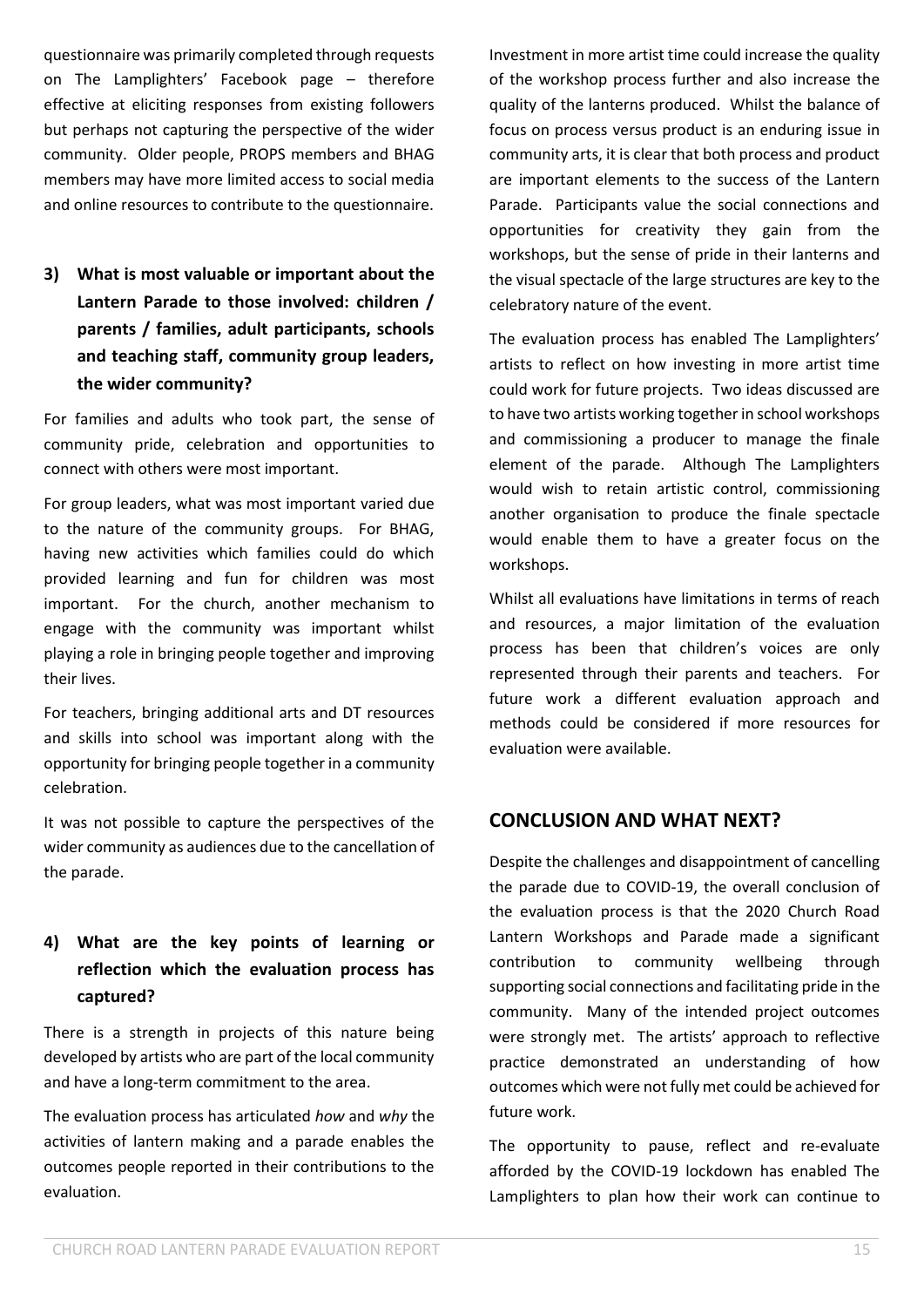questionnaire was primarily completed through requests on The Lamplighters' Facebook page – therefore effective at eliciting responses from existing followers but perhaps not capturing the perspective of the wider community. Older people, PROPS members and BHAG members may have more limited access to social media and online resources to contribute to the questionnaire.

### 3) What is most valuable or important about the Lantern Parade to those involved: children / parents / families, adult participants, schools and teaching staff, community group leaders, the wider community?

For families and adults who took part, the sense of community pride, celebration and opportunities to connect with others were most important.

For group leaders, what was most important varied due to the nature of the community groups. For BHAG, having new activities which families could do which provided learning and fun for children was most important. For the church, another mechanism to engage with the community was important whilst playing a role in bringing people together and improving their lives.

For teachers, bringing additional arts and DT resources and skills into school was important along with the opportunity for bringing people together in a community celebration.

It was not possible to capture the perspectives of the wider community as audiences due to the cancellation of the parade.

### 4) What are the key points of learning or reflection which the evaluation process has captured?

There is a strength in projects of this nature being developed by artists who are part of the local community and have a long-term commitment to the area.

The evaluation process has articulated *how* and *why* the activities of lantern making and a parade enables the outcomes people reported in their contributions to the evaluation.

Investment in more artist time could increase the quality of the workshop process further and also increase the quality of the lanterns produced. Whilst the balance of focus on process versus product is an enduring issue in community arts, it is clear that both process and product are important elements to the success of the Lantern Parade. Participants value the social connections and opportunities for creativity they gain from the workshops, but the sense of pride in their lanterns and the visual spectacle of the large structures are key to the celebratory nature of the event.

The evaluation process has enabled The Lamplighters' artists to reflect on how investing in more artist time could work for future projects. Two ideas discussed are to have two artists working together in school workshops and commissioning a producer to manage the finale element of the parade. Although The Lamplighters would wish to retain artistic control, commissioning another organisation to produce the finale spectacle would enable them to have a greater focus on the workshops.

Whilst all evaluations have limitations in terms of reach and resources, a major limitation of the evaluation process has been that children's voices are only represented through their parents and teachers. For future work a different evaluation approach and methods could be considered if more resources for evaluation were available.

## CONCLUSION AND WHAT NEXT?

Despite the challenges and disappointment of cancelling the parade due to COVID-19, the overall conclusion of the evaluation process is that the 2020 Church Road Lantern Workshops and Parade made a significant contribution to community wellbeing through supporting social connections and facilitating pride in the community. Many of the intended project outcomes were strongly met. The artists' approach to reflective practice demonstrated an understanding of how outcomes which were not fully met could be achieved for future work.

The opportunity to pause, reflect and re-evaluate afforded by the COVID-19 lockdown has enabled The Lamplighters to plan how their work can continue to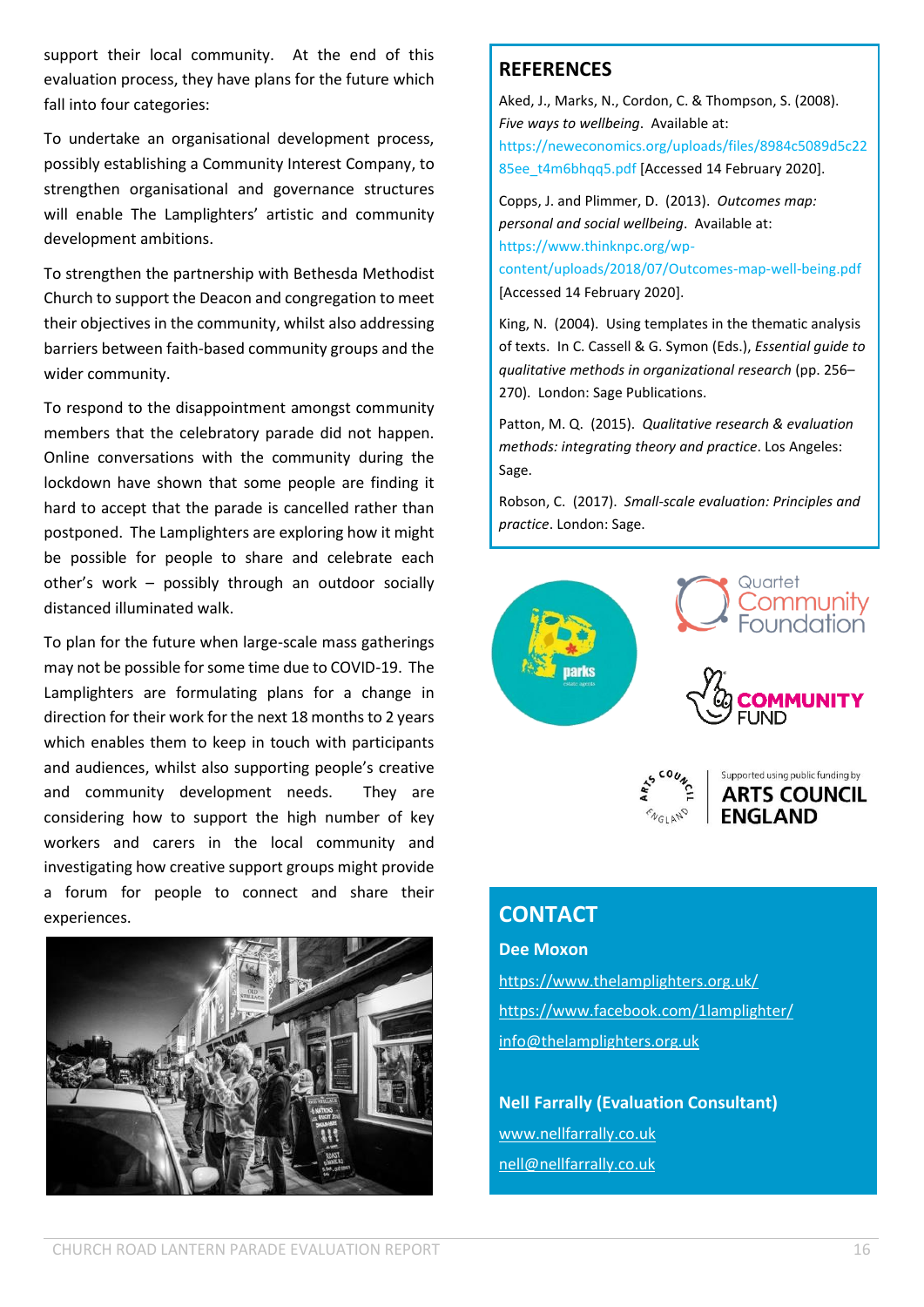support their local community. At the end of this evaluation process, they have plans for the future which fall into four categories:

To undertake an organisational development process, possibly establishing a Community Interest Company, to strengthen organisational and governance structures will enable The Lamplighters' artistic and community development ambitions.

To strengthen the partnership with Bethesda Methodist Church to support the Deacon and congregation to meet their objectives in the community, whilst also addressing barriers between faith-based community groups and the wider community.

To respond to the disappointment amongst community members that the celebratory parade did not happen. Online conversations with the community during the lockdown have shown that some people are finding it hard to accept that the parade is cancelled rather than postponed. The Lamplighters are exploring how it might be possible for people to share and celebrate each other's work – possibly through an outdoor socially distanced illuminated walk.

To plan for the future when large-scale mass gatherings may not be possible for some time due to COVID-19. The Lamplighters are formulating plans for a change in direction for their work for the next 18 months to 2 years which enables them to keep in touch with participants and audiences, whilst also supporting people's creative and community development needs. They are considering how to support the high number of key workers and carers in the local community and investigating how creative support groups might provide a forum for people to connect and share their experiences.

## REFERENCES

Aked, J., Marks, N., Cordon, C. & Thompson, S. (2008). *Five ways to wellbeing*. Available at: https://neweconomics.org/uploads/files/8984c5089d5c2285ee_t4m6bhqq5.pdf [Accessed 14 February 2020].

Copps, J. and Plimmer, D. (2013). *Outcomes map: personal and social wellbeing*. Available at: https://www.thinknpc.org/wp-content/uploads/2018/07/Outcomes-map-well-being.pdf [Accessed 14 February 2020].

King, N. (2004). Using templates in the thematic analysis of texts. In C. Cassell & G. Symon (Eds.), *Essential guide to qualitative methods in organizational research* (pp. 256–270). London: Sage Publications.

Patton, M. Q. (2015). *Qualitative research & evaluation methods: integrating theory and practice*. Los Angeles: Sage.

Robson, C. (2017). *Small-scale evaluation: Principles and practice*. London: Sage.

Quartet Community Foundation

COMMUNITY FUND

Supported using public funding by ARTS COUNCIL ENGLAND

## CONTACT

**Dee Moxon**

https://www.thelamplighters.org.uk/

https://www.facebook.com/1lamplighter/

info@thelamplighters.org.uk

**Nell Farrally (Evaluation Consultant)**

www.nellfarrally.co.uk

nell@nellfarrally.co.uk